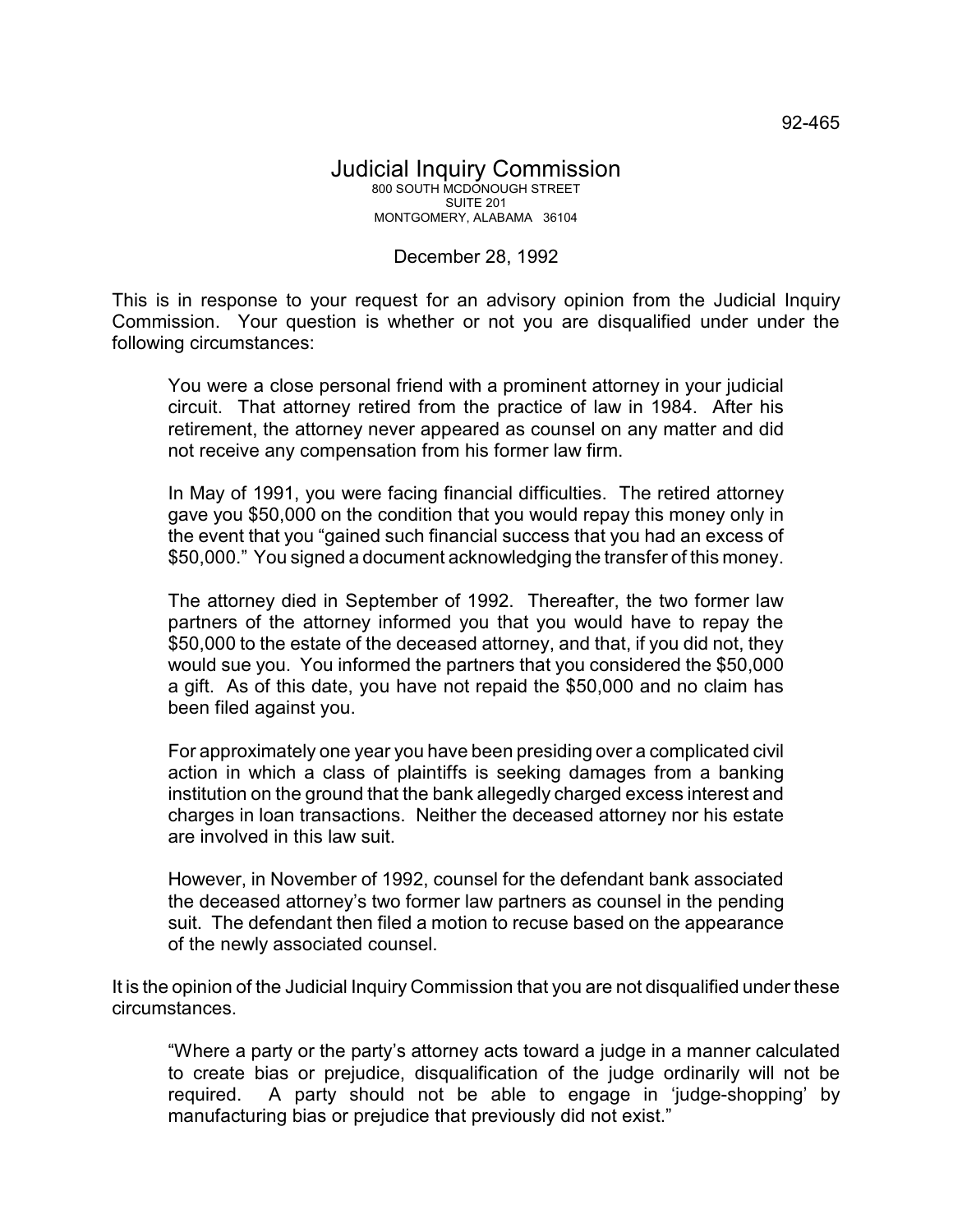92-465

# Judicial Inquiry Commission

800 SOUTH MCDONOUGH STREET
SUITE 201
MONTGOMERY, ALABAMA 36104

December 28, 1992

This is in response to your request for an advisory opinion from the Judicial Inquiry Commission. Your question is whether or not you are disqualified under under the following circumstances:

> You were a close personal friend with a prominent attorney in your judicial circuit. That attorney retired from the practice of law in 1984. After his retirement, the attorney never appeared as counsel on any matter and did not receive any compensation from his former law firm.
>
> In May of 1991, you were facing financial difficulties. The retired attorney gave you $50,000 on the condition that you would repay this money only in the event that you "gained such financial success that you had an excess of $50,000." You signed a document acknowledging the transfer of this money.
>
> The attorney died in September of 1992. Thereafter, the two former law partners of the attorney informed you that you would have to repay the $50,000 to the estate of the deceased attorney, and that, if you did not, they would sue you. You informed the partners that you considered the $50,000 a gift. As of this date, you have not repaid the $50,000 and no claim has been filed against you.
>
> For approximately one year you have been presiding over a complicated civil action in which a class of plaintiffs is seeking damages from a banking institution on the ground that the bank allegedly charged excess interest and charges in loan transactions. Neither the deceased attorney nor his estate are involved in this law suit.
>
> However, in November of 1992, counsel for the defendant bank associated the deceased attorney's two former law partners as counsel in the pending suit. The defendant then filed a motion to recuse based on the appearance of the newly associated counsel.

It is the opinion of the Judicial Inquiry Commission that you are not disqualified under these circumstances.

> "Where a party or the party's attorney acts toward a judge in a manner calculated to create bias or prejudice, disqualification of the judge ordinarily will not be required. A party should not be able to engage in 'judge-shopping' by manufacturing bias or prejudice that previously did not exist."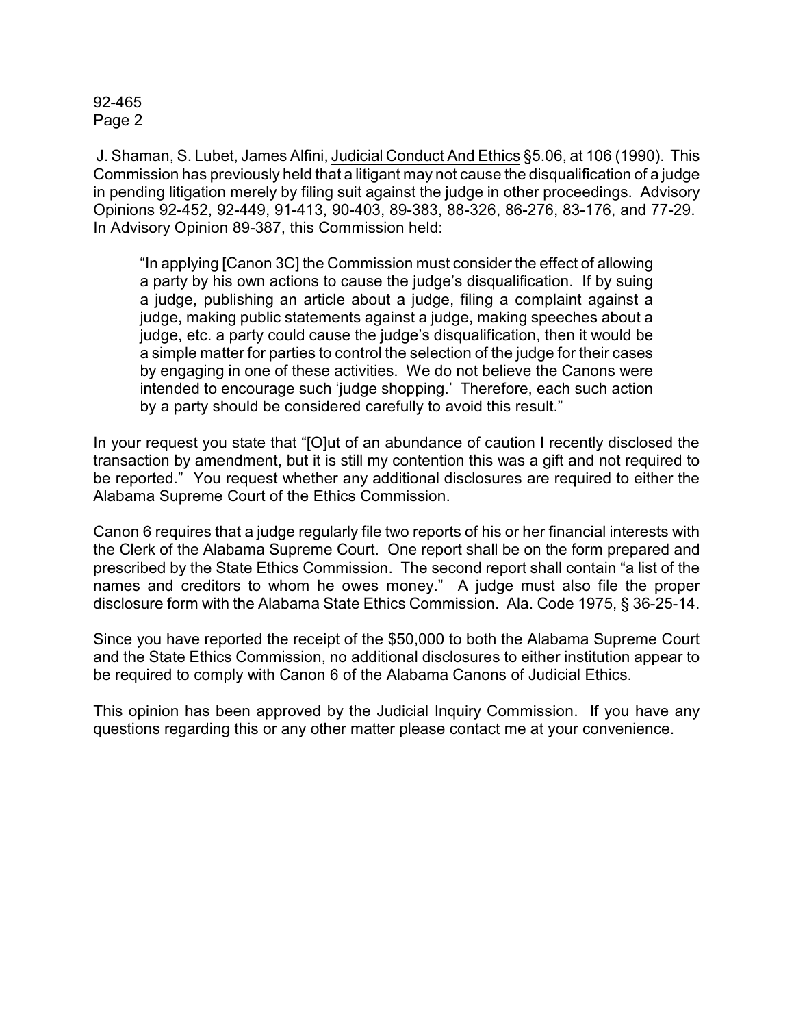J. Shaman, S. Lubet, James Alfini, Judicial Conduct And Ethics §5.06, at 106 (1990). This Commission has previously held that a litigant may not cause the disqualification of a judge in pending litigation merely by filing suit against the judge in other proceedings. Advisory Opinions 92-452, 92-449, 91-413, 90-403, 89-383, 88-326, 86-276, 83-176, and 77-29. In Advisory Opinion 89-387, this Commission held:

> "In applying [Canon 3C] the Commission must consider the effect of allowing a party by his own actions to cause the judge's disqualification. If by suing a judge, publishing an article about a judge, filing a complaint against a judge, making public statements against a judge, making speeches about a judge, etc. a party could cause the judge's disqualification, then it would be a simple matter for parties to control the selection of the judge for their cases by engaging in one of these activities. We do not believe the Canons were intended to encourage such 'judge shopping.' Therefore, each such action by a party should be considered carefully to avoid this result."

In your request you state that "[O]ut of an abundance of caution I recently disclosed the transaction by amendment, but it is still my contention this was a gift and not required to be reported." You request whether any additional disclosures are required to either the Alabama Supreme Court of the Ethics Commission.

Canon 6 requires that a judge regularly file two reports of his or her financial interests with the Clerk of the Alabama Supreme Court. One report shall be on the form prepared and prescribed by the State Ethics Commission. The second report shall contain "a list of the names and creditors to whom he owes money." A judge must also file the proper disclosure form with the Alabama State Ethics Commission. Ala. Code 1975, § 36-25-14.

Since you have reported the receipt of the $50,000 to both the Alabama Supreme Court and the State Ethics Commission, no additional disclosures to either institution appear to be required to comply with Canon 6 of the Alabama Canons of Judicial Ethics.

This opinion has been approved by the Judicial Inquiry Commission. If you have any questions regarding this or any other matter please contact me at your convenience.